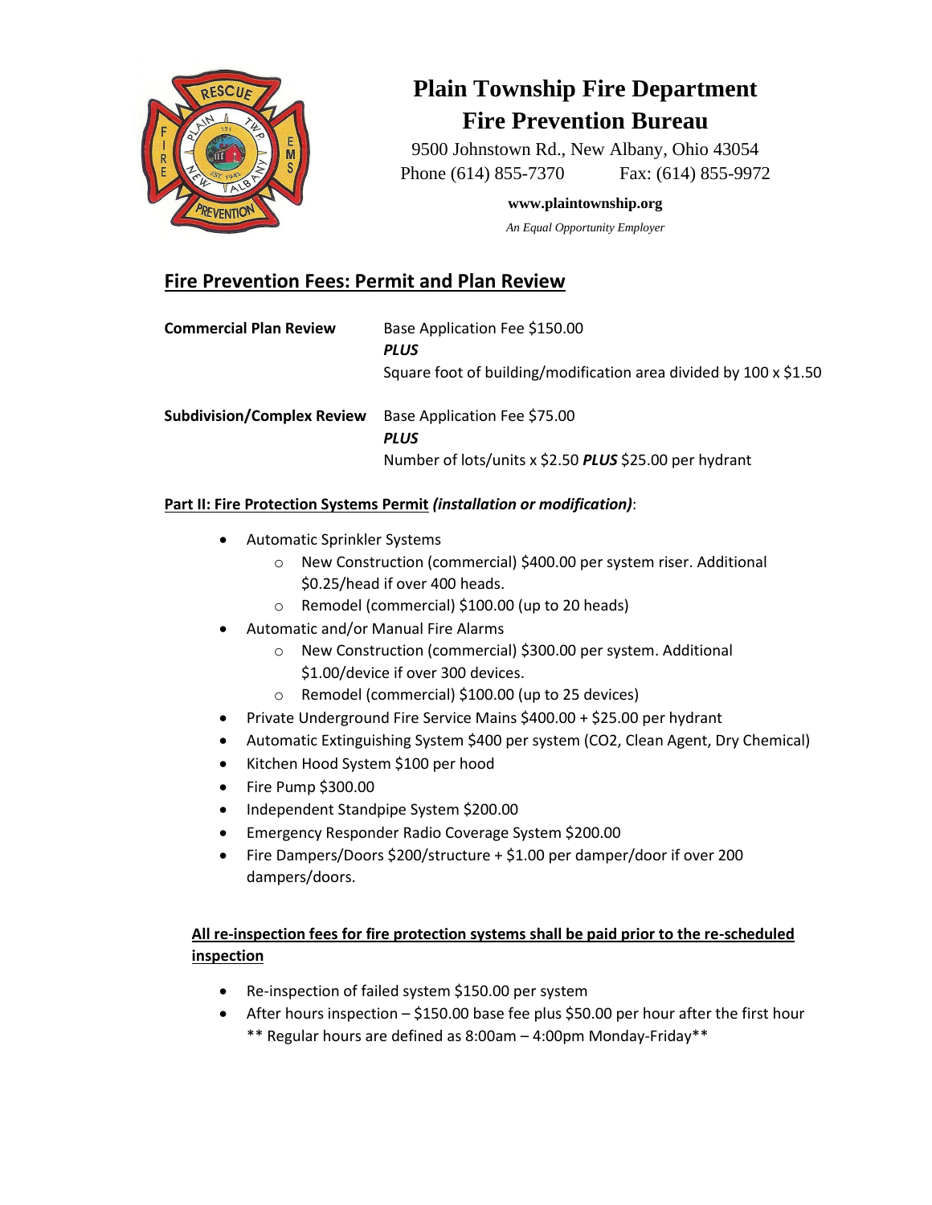# Plain Township Fire Department
## Fire Prevention Bureau

9500 Johnstown Rd., New Albany, Ohio 43054
Phone (614) 855-7370 Fax: (614) 855-9972

**www.plaintownship.org**

*An Equal Opportunity Employer*

## Fire Prevention Fees: Permit and Plan Review

| | |
|---|---|
| **Commercial Plan Review** | Base Application Fee $150.00<br>***PLUS***<br>Square foot of building/modification area divided by 100 x $1.50 |
| **Subdivision/Complex Review** | Base Application Fee $75.00<br>***PLUS***<br>Number of lots/units x $2.50 ***PLUS*** $25.00 per hydrant |

**Part II: Fire Protection Systems Permit** ***(installation or modification)***:

- Automatic Sprinkler Systems
  - New Construction (commercial) $400.00 per system riser. Additional $0.25/head if over 400 heads.
  - Remodel (commercial) $100.00 (up to 20 heads)
- Automatic and/or Manual Fire Alarms
  - New Construction (commercial) $300.00 per system. Additional $1.00/device if over 300 devices.
  - Remodel (commercial) $100.00 (up to 25 devices)
- Private Underground Fire Service Mains $400.00 + $25.00 per hydrant
- Automatic Extinguishing System $400 per system (CO2, Clean Agent, Dry Chemical)
- Kitchen Hood System $100 per hood
- Fire Pump $300.00
- Independent Standpipe System $200.00
- Emergency Responder Radio Coverage System $200.00
- Fire Dampers/Doors $200/structure + $1.00 per damper/door if over 200 dampers/doors.

**All re-inspection fees for fire protection systems shall be paid prior to the re-scheduled inspection**

- Re-inspection of failed system $150.00 per system
- After hours inspection – $150.00 base fee plus $50.00 per hour after the first hour
  ** Regular hours are defined as 8:00am – 4:00pm Monday-Friday**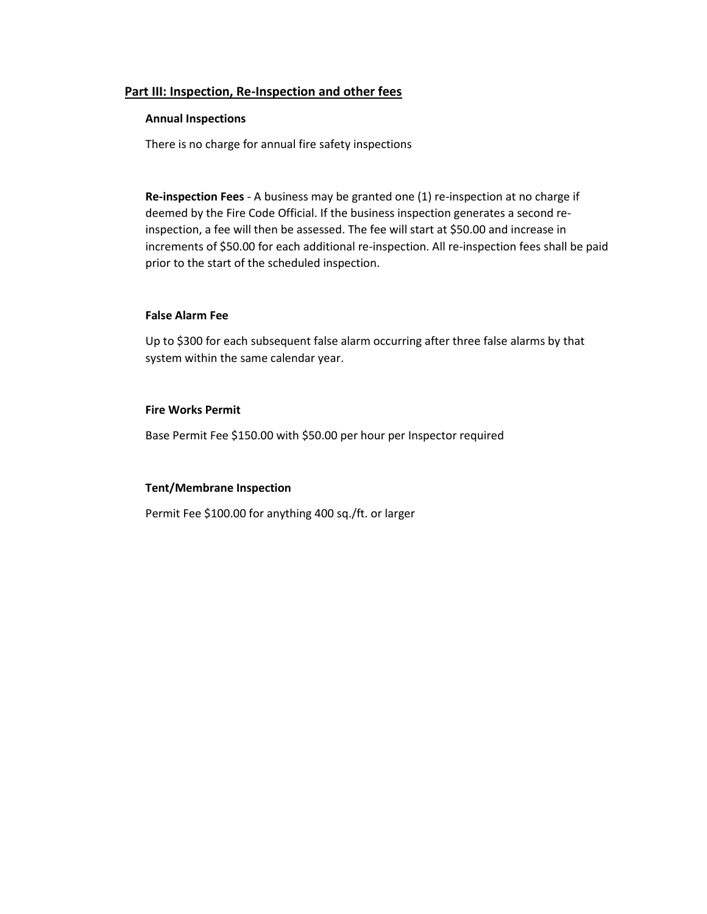## Part III: Inspection, Re-Inspection and other fees

**Annual Inspections**

There is no charge for annual fire safety inspections

**Re-inspection Fees** - A business may be granted one (1) re-inspection at no charge if deemed by the Fire Code Official. If the business inspection generates a second re-inspection, a fee will then be assessed. The fee will start at $50.00 and increase in increments of $50.00 for each additional re-inspection. All re-inspection fees shall be paid prior to the start of the scheduled inspection.

**False Alarm Fee**

Up to $300 for each subsequent false alarm occurring after three false alarms by that system within the same calendar year.

**Fire Works Permit**

Base Permit Fee $150.00 with $50.00 per hour per Inspector required

**Tent/Membrane Inspection**

Permit Fee $100.00 for anything 400 sq./ft. or larger